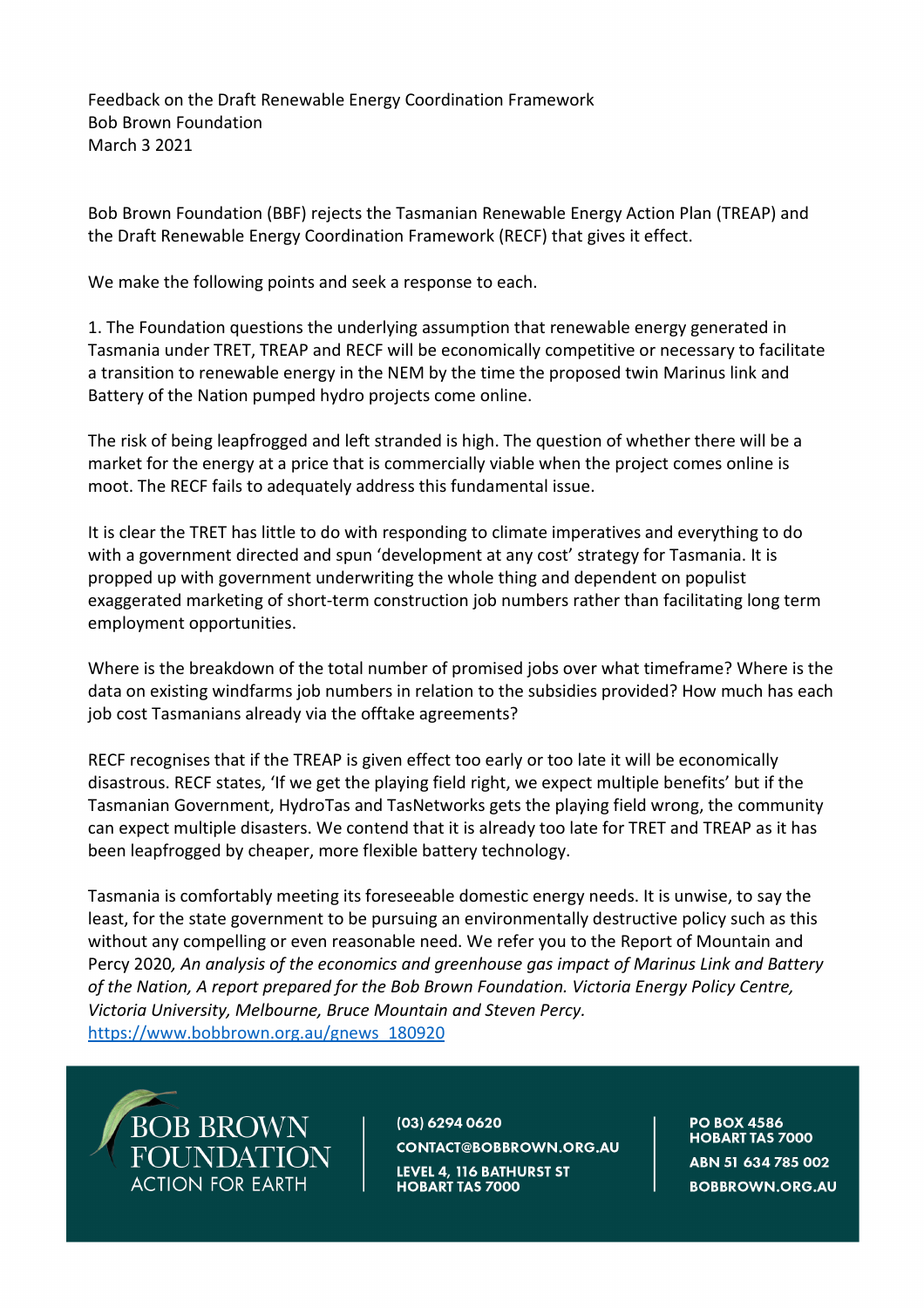Feedback on the Draft Renewable Energy Coordination Framework
Bob Brown Foundation
March 3 2021

Bob Brown Foundation (BBF) rejects the Tasmanian Renewable Energy Action Plan (TREAP) and the Draft Renewable Energy Coordination Framework (RECF) that gives it effect.

We make the following points and seek a response to each.

1. The Foundation questions the underlying assumption that renewable energy generated in Tasmania under TRET, TREAP and RECF will be economically competitive or necessary to facilitate a transition to renewable energy in the NEM by the time the proposed twin Marinus link and Battery of the Nation pumped hydro projects come online.

The risk of being leapfrogged and left stranded is high. The question of whether there will be a market for the energy at a price that is commercially viable when the project comes online is moot. The RECF fails to adequately address this fundamental issue.

It is clear the TRET has little to do with responding to climate imperatives and everything to do with a government directed and spun 'development at any cost' strategy for Tasmania. It is propped up with government underwriting the whole thing and dependent on populist exaggerated marketing of short-term construction job numbers rather than facilitating long term employment opportunities.

Where is the breakdown of the total number of promised jobs over what timeframe? Where is the data on existing windfarms job numbers in relation to the subsidies provided? How much has each job cost Tasmanians already via the offtake agreements?

RECF recognises that if the TREAP is given effect too early or too late it will be economically disastrous. RECF states, 'If we get the playing field right, we expect multiple benefits' but if the Tasmanian Government, HydroTas and TasNetworks gets the playing field wrong, the community can expect multiple disasters. We contend that it is already too late for TRET and TREAP as it has been leapfrogged by cheaper, more flexible battery technology.

Tasmania is comfortably meeting its foreseeable domestic energy needs. It is unwise, to say the least, for the state government to be pursuing an environmentally destructive policy such as this without any compelling or even reasonable need. We refer you to the Report of Mountain and Percy 2020*, An analysis of the economics and greenhouse gas impact of Marinus Link and Battery of the Nation, A report prepared for the Bob Brown Foundation. Victoria Energy Policy Centre, Victoria University, Melbourne, Bruce Mountain and Steven Percy.*
https://www.bobbrown.org.au/gnews_180920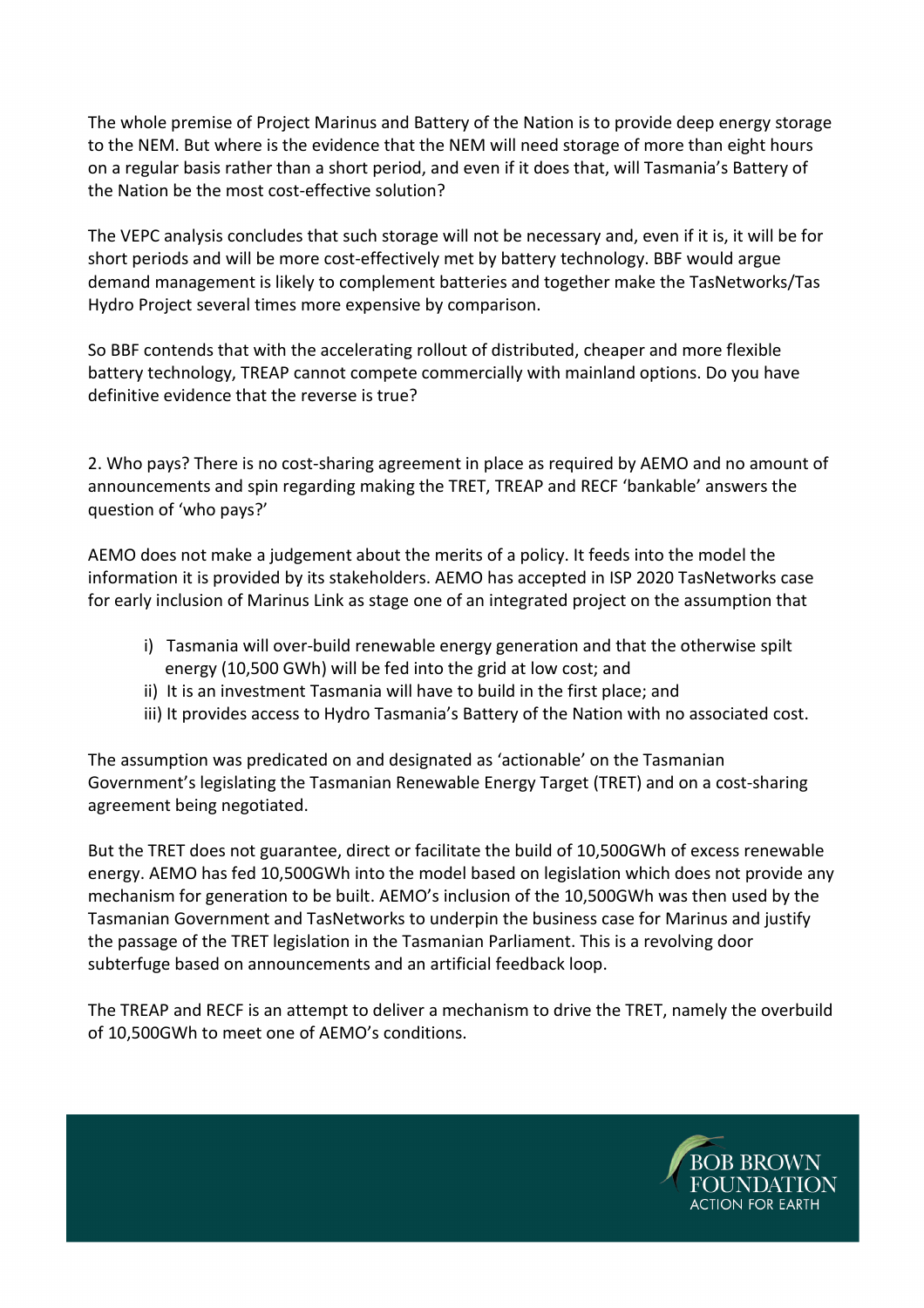The whole premise of Project Marinus and Battery of the Nation is to provide deep energy storage to the NEM. But where is the evidence that the NEM will need storage of more than eight hours on a regular basis rather than a short period, and even if it does that, will Tasmania's Battery of the Nation be the most cost-effective solution?

The VEPC analysis concludes that such storage will not be necessary and, even if it is, it will be for short periods and will be more cost-effectively met by battery technology. BBF would argue demand management is likely to complement batteries and together make the TasNetworks/Tas Hydro Project several times more expensive by comparison.

So BBF contends that with the accelerating rollout of distributed, cheaper and more flexible battery technology, TREAP cannot compete commercially with mainland options. Do you have definitive evidence that the reverse is true?

2. Who pays? There is no cost-sharing agreement in place as required by AEMO and no amount of announcements and spin regarding making the TRET, TREAP and RECF 'bankable' answers the question of 'who pays?'

AEMO does not make a judgement about the merits of a policy. It feeds into the model the information it is provided by its stakeholders. AEMO has accepted in ISP 2020 TasNetworks case for early inclusion of Marinus Link as stage one of an integrated project on the assumption that

i) Tasmania will over-build renewable energy generation and that the otherwise spilt energy (10,500 GWh) will be fed into the grid at low cost; and
ii) It is an investment Tasmania will have to build in the first place; and
iii) It provides access to Hydro Tasmania's Battery of the Nation with no associated cost.

The assumption was predicated on and designated as 'actionable' on the Tasmanian Government's legislating the Tasmanian Renewable Energy Target (TRET) and on a cost-sharing agreement being negotiated.

But the TRET does not guarantee, direct or facilitate the build of 10,500GWh of excess renewable energy. AEMO has fed 10,500GWh into the model based on legislation which does not provide any mechanism for generation to be built. AEMO's inclusion of the 10,500GWh was then used by the Tasmanian Government and TasNetworks to underpin the business case for Marinus and justify the passage of the TRET legislation in the Tasmanian Parliament. This is a revolving door subterfuge based on announcements and an artificial feedback loop.

The TREAP and RECF is an attempt to deliver a mechanism to drive the TRET, namely the overbuild of 10,500GWh to meet one of AEMO's conditions.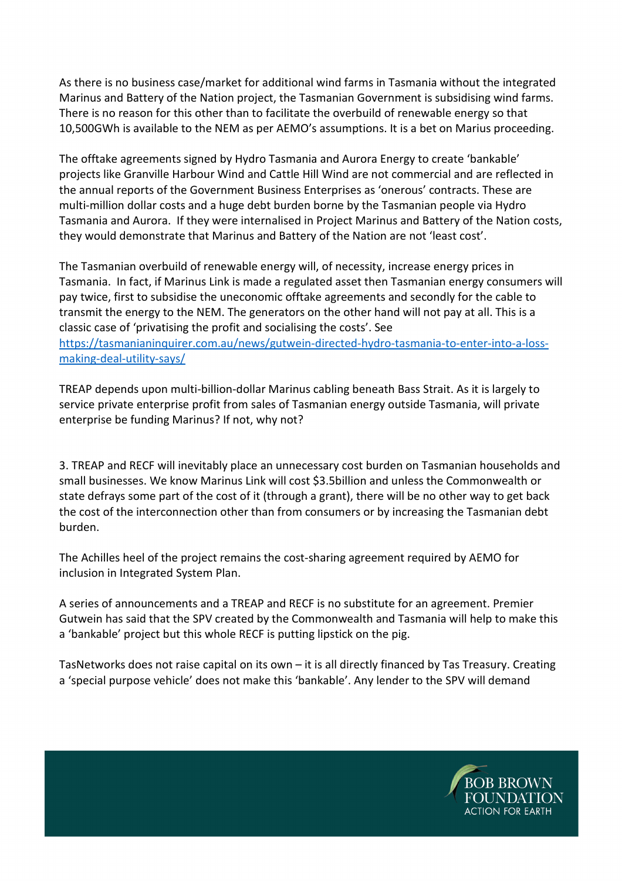As there is no business case/market for additional wind farms in Tasmania without the integrated Marinus and Battery of the Nation project, the Tasmanian Government is subsidising wind farms. There is no reason for this other than to facilitate the overbuild of renewable energy so that 10,500GWh is available to the NEM as per AEMO's assumptions. It is a bet on Marius proceeding.

The offtake agreements signed by Hydro Tasmania and Aurora Energy to create 'bankable' projects like Granville Harbour Wind and Cattle Hill Wind are not commercial and are reflected in the annual reports of the Government Business Enterprises as 'onerous' contracts. These are multi-million dollar costs and a huge debt burden borne by the Tasmanian people via Hydro Tasmania and Aurora. If they were internalised in Project Marinus and Battery of the Nation costs, they would demonstrate that Marinus and Battery of the Nation are not 'least cost'.

The Tasmanian overbuild of renewable energy will, of necessity, increase energy prices in Tasmania. In fact, if Marinus Link is made a regulated asset then Tasmanian energy consumers will pay twice, first to subsidise the uneconomic offtake agreements and secondly for the cable to transmit the energy to the NEM. The generators on the other hand will not pay at all. This is a classic case of 'privatising the profit and socialising the costs'. See [https://tasmanianinquirer.com.au/news/gutwein-directed-hydro-tasmania-to-enter-into-a-loss-making-deal-utility-says/](https://tasmanianinquirer.com.au/news/gutwein-directed-hydro-tasmania-to-enter-into-a-loss-making-deal-utility-says/)

TREAP depends upon multi-billion-dollar Marinus cabling beneath Bass Strait. As it is largely to service private enterprise profit from sales of Tasmanian energy outside Tasmania, will private enterprise be funding Marinus? If not, why not?

3. TREAP and RECF will inevitably place an unnecessary cost burden on Tasmanian households and small businesses. We know Marinus Link will cost $3.5billion and unless the Commonwealth or state defrays some part of the cost of it (through a grant), there will be no other way to get back the cost of the interconnection other than from consumers or by increasing the Tasmanian debt burden.

The Achilles heel of the project remains the cost-sharing agreement required by AEMO for inclusion in Integrated System Plan.

A series of announcements and a TREAP and RECF is no substitute for an agreement. Premier Gutwein has said that the SPV created by the Commonwealth and Tasmania will help to make this a 'bankable' project but this whole RECF is putting lipstick on the pig.

TasNetworks does not raise capital on its own – it is all directly financed by Tas Treasury. Creating a 'special purpose vehicle' does not make this 'bankable'. Any lender to the SPV will demand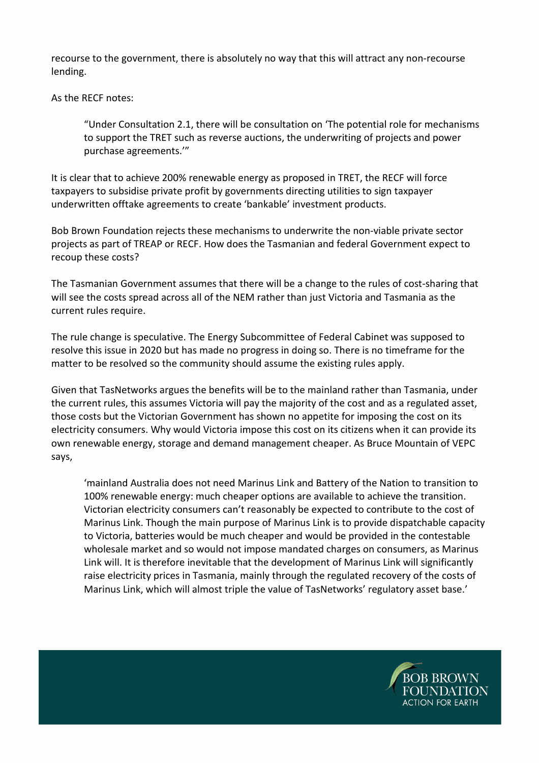recourse to the government, there is absolutely no way that this will attract any non-recourse lending.

As the RECF notes:

> "Under Consultation 2.1, there will be consultation on 'The potential role for mechanisms to support the TRET such as reverse auctions, the underwriting of projects and power purchase agreements.'"

It is clear that to achieve 200% renewable energy as proposed in TRET, the RECF will force taxpayers to subsidise private profit by governments directing utilities to sign taxpayer underwritten offtake agreements to create 'bankable' investment products.

Bob Brown Foundation rejects these mechanisms to underwrite the non-viable private sector projects as part of TREAP or RECF. How does the Tasmanian and federal Government expect to recoup these costs?

The Tasmanian Government assumes that there will be a change to the rules of cost-sharing that will see the costs spread across all of the NEM rather than just Victoria and Tasmania as the current rules require.

The rule change is speculative. The Energy Subcommittee of Federal Cabinet was supposed to resolve this issue in 2020 but has made no progress in doing so. There is no timeframe for the matter to be resolved so the community should assume the existing rules apply.

Given that TasNetworks argues the benefits will be to the mainland rather than Tasmania, under the current rules, this assumes Victoria will pay the majority of the cost and as a regulated asset, those costs but the Victorian Government has shown no appetite for imposing the cost on its electricity consumers. Why would Victoria impose this cost on its citizens when it can provide its own renewable energy, storage and demand management cheaper. As Bruce Mountain of VEPC says,

> 'mainland Australia does not need Marinus Link and Battery of the Nation to transition to 100% renewable energy: much cheaper options are available to achieve the transition. Victorian electricity consumers can't reasonably be expected to contribute to the cost of Marinus Link. Though the main purpose of Marinus Link is to provide dispatchable capacity to Victoria, batteries would be much cheaper and would be provided in the contestable wholesale market and so would not impose mandated charges on consumers, as Marinus Link will. It is therefore inevitable that the development of Marinus Link will significantly raise electricity prices in Tasmania, mainly through the regulated recovery of the costs of Marinus Link, which will almost triple the value of TasNetworks' regulatory asset base.'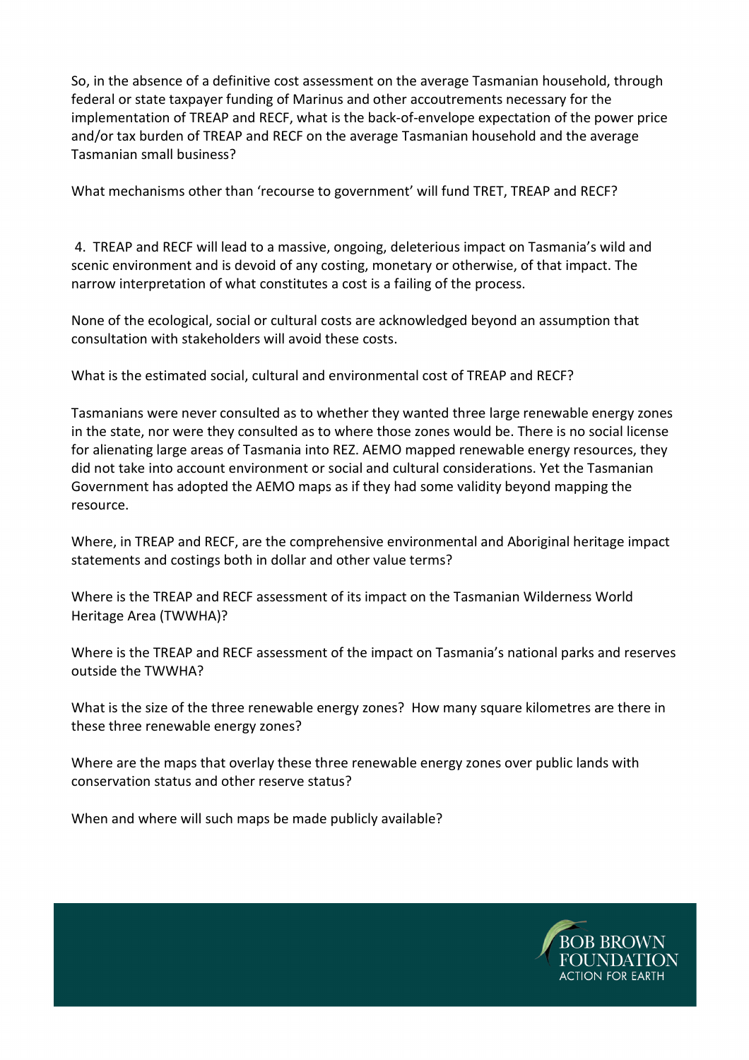So, in the absence of a definitive cost assessment on the average Tasmanian household, through federal or state taxpayer funding of Marinus and other accoutrements necessary for the implementation of TREAP and RECF, what is the back-of-envelope expectation of the power price and/or tax burden of TREAP and RECF on the average Tasmanian household and the average Tasmanian small business?

What mechanisms other than 'recourse to government' will fund TRET, TREAP and RECF?

4. TREAP and RECF will lead to a massive, ongoing, deleterious impact on Tasmania's wild and scenic environment and is devoid of any costing, monetary or otherwise, of that impact. The narrow interpretation of what constitutes a cost is a failing of the process.

None of the ecological, social or cultural costs are acknowledged beyond an assumption that consultation with stakeholders will avoid these costs.

What is the estimated social, cultural and environmental cost of TREAP and RECF?

Tasmanians were never consulted as to whether they wanted three large renewable energy zones in the state, nor were they consulted as to where those zones would be. There is no social license for alienating large areas of Tasmania into REZ. AEMO mapped renewable energy resources, they did not take into account environment or social and cultural considerations. Yet the Tasmanian Government has adopted the AEMO maps as if they had some validity beyond mapping the resource.

Where, in TREAP and RECF, are the comprehensive environmental and Aboriginal heritage impact statements and costings both in dollar and other value terms?

Where is the TREAP and RECF assessment of its impact on the Tasmanian Wilderness World Heritage Area (TWWHA)?

Where is the TREAP and RECF assessment of the impact on Tasmania's national parks and reserves outside the TWWHA?

What is the size of the three renewable energy zones? How many square kilometres are there in these three renewable energy zones?

Where are the maps that overlay these three renewable energy zones over public lands with conservation status and other reserve status?

When and where will such maps be made publicly available?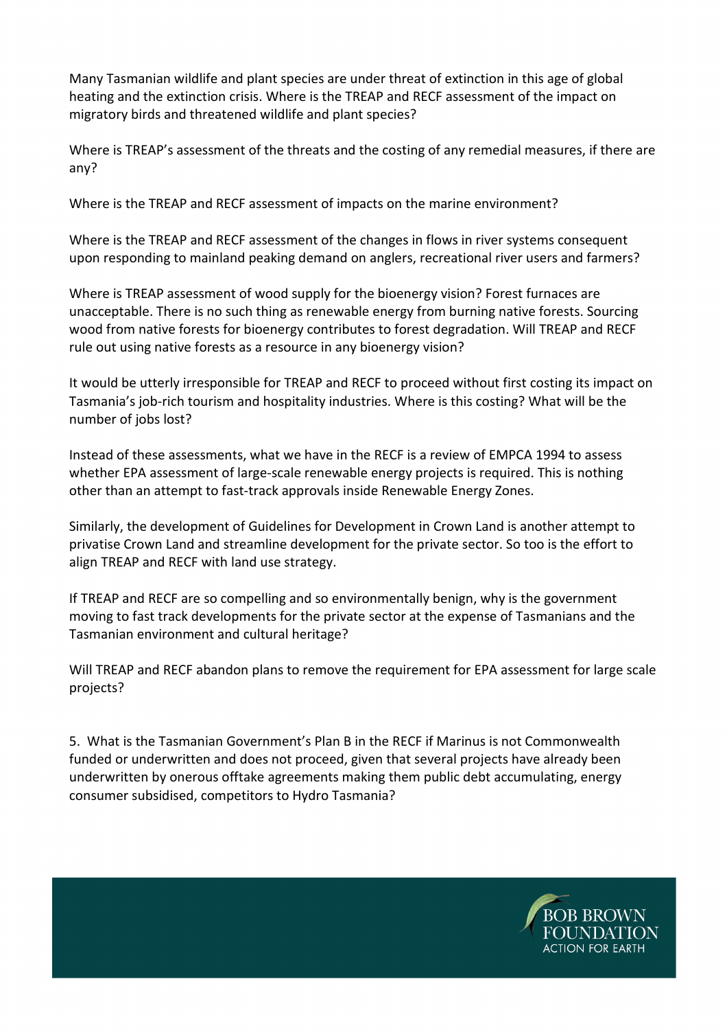Many Tasmanian wildlife and plant species are under threat of extinction in this age of global heating and the extinction crisis. Where is the TREAP and RECF assessment of the impact on migratory birds and threatened wildlife and plant species?

Where is TREAP's assessment of the threats and the costing of any remedial measures, if there are any?

Where is the TREAP and RECF assessment of impacts on the marine environment?

Where is the TREAP and RECF assessment of the changes in flows in river systems consequent upon responding to mainland peaking demand on anglers, recreational river users and farmers?

Where is TREAP assessment of wood supply for the bioenergy vision? Forest furnaces are unacceptable. There is no such thing as renewable energy from burning native forests. Sourcing wood from native forests for bioenergy contributes to forest degradation. Will TREAP and RECF rule out using native forests as a resource in any bioenergy vision?

It would be utterly irresponsible for TREAP and RECF to proceed without first costing its impact on Tasmania's job-rich tourism and hospitality industries. Where is this costing? What will be the number of jobs lost?

Instead of these assessments, what we have in the RECF is a review of EMPCA 1994 to assess whether EPA assessment of large-scale renewable energy projects is required. This is nothing other than an attempt to fast-track approvals inside Renewable Energy Zones.

Similarly, the development of Guidelines for Development in Crown Land is another attempt to privatise Crown Land and streamline development for the private sector. So too is the effort to align TREAP and RECF with land use strategy.

If TREAP and RECF are so compelling and so environmentally benign, why is the government moving to fast track developments for the private sector at the expense of Tasmanians and the Tasmanian environment and cultural heritage?

Will TREAP and RECF abandon plans to remove the requirement for EPA assessment for large scale projects?

5. What is the Tasmanian Government's Plan B in the RECF if Marinus is not Commonwealth funded or underwritten and does not proceed, given that several projects have already been underwritten by onerous offtake agreements making them public debt accumulating, energy consumer subsidised, competitors to Hydro Tasmania?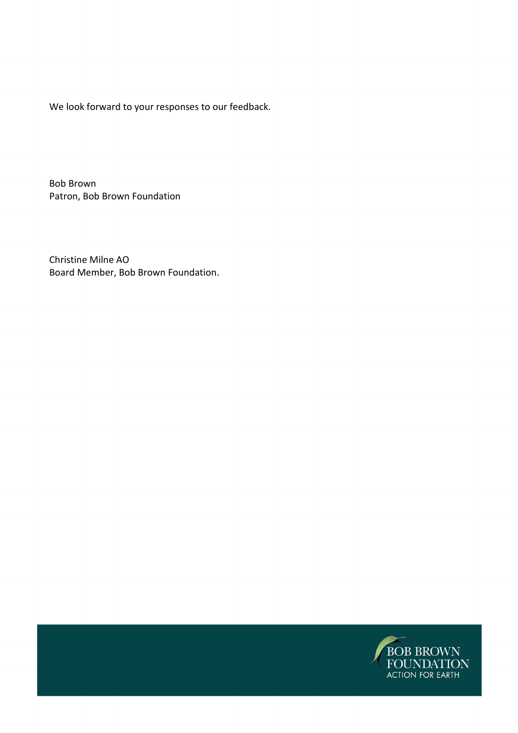We look forward to your responses to our feedback.

Bob Brown
Patron, Bob Brown Foundation

Christine Milne AO
Board Member, Bob Brown Foundation.